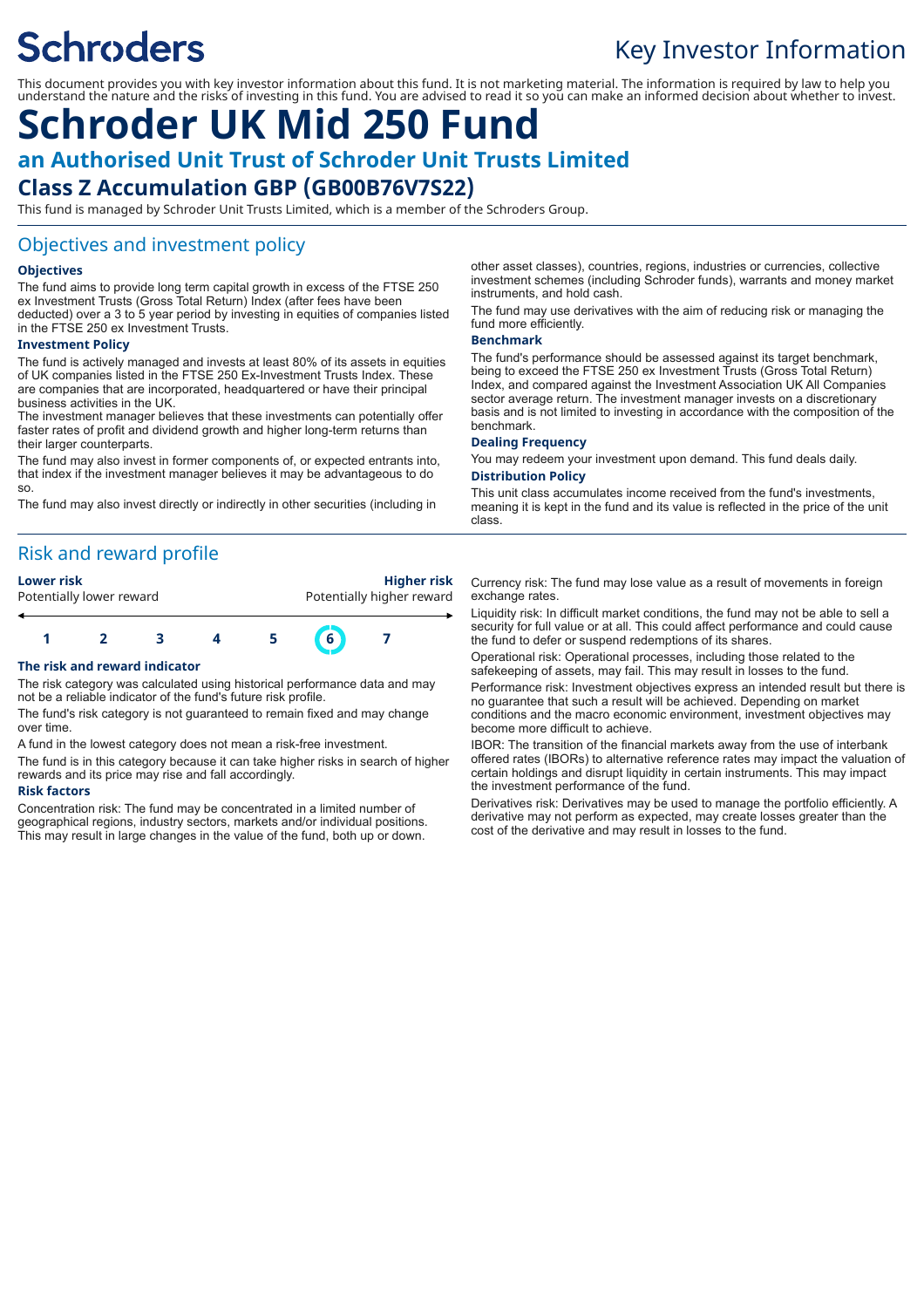# Schroders

## Key Investor Information

This document provides you with key investor information about this fund. It is not marketing material. The information is required by law to help you understand the nature and the risks of investing in this fund. You are advised to read it so you can make an informed decision about whether to invest.

# Schroder UK Mid 250 Fund

## an Authorised Unit Trust of Schroder Unit Trusts Limited

## Class Z Accumulation GBP (GB00B76V7S22)

This fund is managed by Schroder Unit Trusts Limited, which is a member of the Schroders Group.

## Objectives and investment policy

### Objectives

The fund aims to provide long term capital growth in excess of the FTSE 250 ex Investment Trusts (Gross Total Return) Index (after fees have been deducted) over a 3 to 5 year period by investing in equities of companies listed in the FTSE 250 ex Investment Trusts.

### Investment Policy

The fund is actively managed and invests at least 80% of its assets in equities of UK companies listed in the FTSE 250 Ex-Investment Trusts Index. These are companies that are incorporated, headquartered or have their principal business activities in the UK.

The investment manager believes that these investments can potentially offer faster rates of profit and dividend growth and higher long-term returns than their larger counterparts.

The fund may also invest in former components of, or expected entrants into, that index if the investment manager believes it may be advantageous to do so.

The fund may also invest directly or indirectly in other securities (including in other asset classes), countries, regions, industries or currencies, collective investment schemes (including Schroder funds), warrants and money market instruments, and hold cash.

The fund may use derivatives with the aim of reducing risk or managing the fund more efficiently.

### Benchmark

The fund's performance should be assessed against its target benchmark, being to exceed the FTSE 250 ex Investment Trusts (Gross Total Return) Index, and compared against the Investment Association UK All Companies sector average return. The investment manager invests on a discretionary basis and is not limited to investing in accordance with the composition of the benchmark.

### Dealing Frequency

You may redeem your investment upon demand. This fund deals daily.

### Distribution Policy

This unit class accumulates income received from the fund's investments, meaning it is kept in the fund and its value is reflected in the price of the unit class.

## Risk and reward profile

| Lower risk | | | | | | Higher risk |
|---|---|---|---|---|---|---|
| Potentially lower reward | | | | | | Potentially higher reward |
| 1 | 2 | 3 | 4 | 5 | **6** | 7 |

### The risk and reward indicator

The risk category was calculated using historical performance data and may not be a reliable indicator of the fund's future risk profile.

The fund's risk category is not guaranteed to remain fixed and may change over time.

A fund in the lowest category does not mean a risk-free investment.

The fund is in this category because it can take higher risks in search of higher rewards and its price may rise and fall accordingly.

### Risk factors

Concentration risk: The fund may be concentrated in a limited number of geographical regions, industry sectors, markets and/or individual positions. This may result in large changes in the value of the fund, both up or down.

Currency risk: The fund may lose value as a result of movements in foreign exchange rates.

Liquidity risk: In difficult market conditions, the fund may not be able to sell a security for full value or at all. This could affect performance and could cause the fund to defer or suspend redemptions of its shares.

Operational risk: Operational processes, including those related to the safekeeping of assets, may fail. This may result in losses to the fund.

Performance risk: Investment objectives express an intended result but there is no guarantee that such a result will be achieved. Depending on market conditions and the macro economic environment, investment objectives may become more difficult to achieve.

IBOR: The transition of the financial markets away from the use of interbank offered rates (IBORs) to alternative reference rates may impact the valuation of certain holdings and disrupt liquidity in certain instruments. This may impact the investment performance of the fund.

Derivatives risk: Derivatives may be used to manage the portfolio efficiently. A derivative may not perform as expected, may create losses greater than the cost of the derivative and may result in losses to the fund.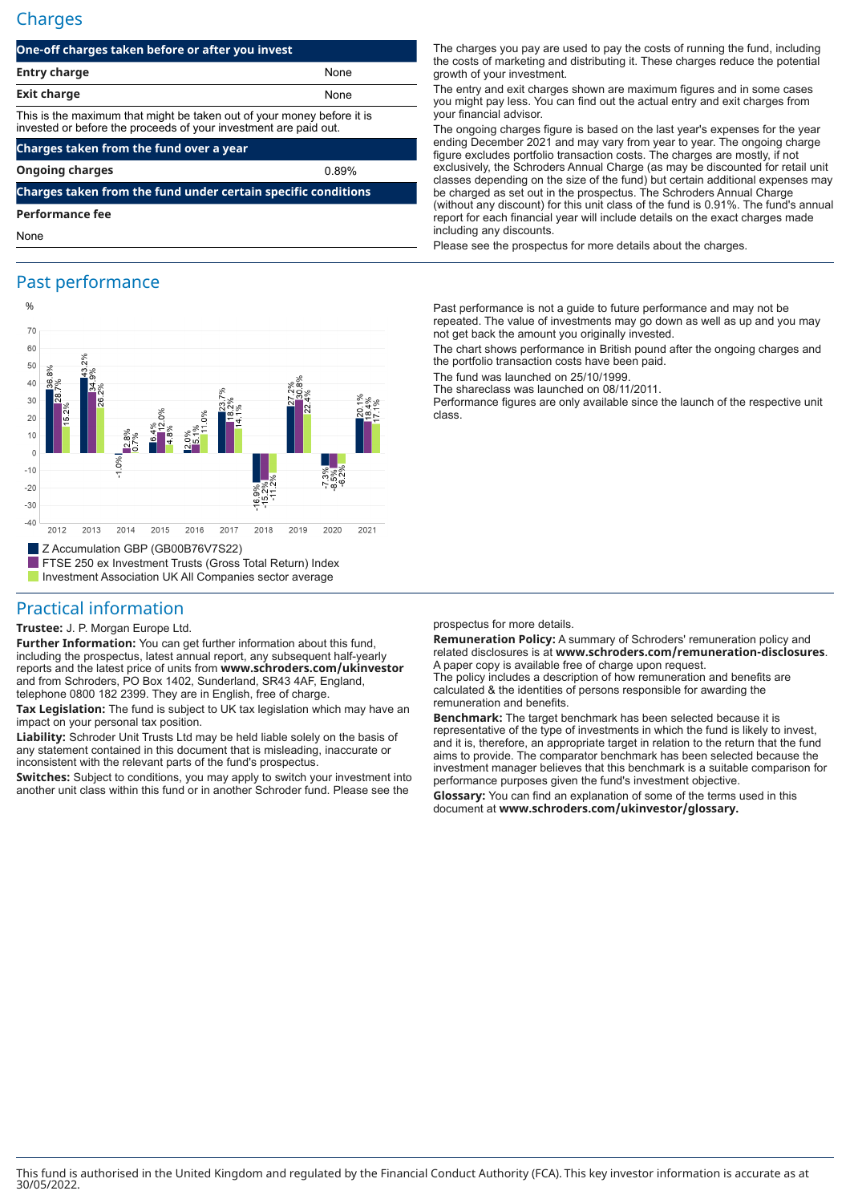## Charges

| One-off charges taken before or after you invest | |
|---|---|
| **Entry charge** | None |
| **Exit charge** | None |
| This is the maximum that might be taken out of your money before it is invested or before the proceeds of your investment are paid out. | |
| **Charges taken from the fund over a year** | |
| **Ongoing charges** | 0.89% |
| **Charges taken from the fund under certain specific conditions** | |
| **Performance fee** | |
| None | |

The charges you pay are used to pay the costs of running the fund, including the costs of marketing and distributing it. These charges reduce the potential growth of your investment.

The entry and exit charges shown are maximum figures and in some cases you might pay less. You can find out the actual entry and exit charges from your financial advisor.

The ongoing charges figure is based on the last year's expenses for the year ending December 2021 and may vary from year to year. The ongoing charge figure excludes portfolio transaction costs. The charges are mostly, if not exclusively, the Schroders Annual Charge (as may be discounted for retail unit classes depending on the size of the fund) but certain additional expenses may be charged as set out in the prospectus. The Schroders Annual Charge (without any discount) for this unit class of the fund is 0.91%. The fund's annual report for each financial year will include details on the exact charges made including any discounts.

Please see the prospectus for more details about the charges.

## Past performance

%

70
60
50
40
30
20
10
0
-10
-20
-30
-40

2012: 36.8% 28.7% 15.2%
2013: 43.2% 34.9% 26.2%
2014: -1.0% 2.8% 0.7%
2015: 6.4% 12.0% 4.8%
2016: 2.0% 5.1% 11.0%
2017: 23.7% 18.2% 14.1%
2018: -16.9% -15.2% -11.2%
2019: 27.2% 30.8% 22.4%
2020: -7.3% -8.5% -6.2%
2021: 20.1% 18.4% 17.1%

Z Accumulation GBP (GB00B76V7S22)
FTSE 250 ex Investment Trusts (Gross Total Return) Index
Investment Association UK All Companies sector average

Past performance is not a guide to future performance and may not be repeated. The value of investments may go down as well as up and you may not get back the amount you originally invested.

The chart shows performance in British pound after the ongoing charges and the portfolio transaction costs have been paid.

The fund was launched on 25/10/1999.
The shareclass was launched on 08/11/2011.
Performance figures are only available since the launch of the respective unit class.

## Practical information

**Trustee:** J. P. Morgan Europe Ltd.

**Further Information:** You can get further information about this fund, including the prospectus, latest annual report, any subsequent half-yearly reports and the latest price of units from **www.schroders.com/ukinvestor** and from Schroders, PO Box 1402, Sunderland, SR43 4AF, England, telephone 0800 182 2399. They are in English, free of charge.

**Tax Legislation:** The fund is subject to UK tax legislation which may have an impact on your personal tax position.

**Liability:** Schroder Unit Trusts Ltd may be held liable solely on the basis of any statement contained in this document that is misleading, inaccurate or inconsistent with the relevant parts of the fund's prospectus.

**Switches:** Subject to conditions, you may apply to switch your investment into another unit class within this fund or in another Schroder fund. Please see the prospectus for more details.

**Remuneration Policy:** A summary of Schroders' remuneration policy and related disclosures is at **www.schroders.com/remuneration-disclosures**. A paper copy is available free of charge upon request.
The policy includes a description of how remuneration and benefits are calculated & the identities of persons responsible for awarding the remuneration and benefits.

**Benchmark:** The target benchmark has been selected because it is representative of the type of investments in which the fund is likely to invest, and it is, therefore, an appropriate target in relation to the return that the fund aims to provide. The comparator benchmark has been selected because the investment manager believes that this benchmark is a suitable comparison for performance purposes given the fund's investment objective.

**Glossary:** You can find an explanation of some of the terms used in this document at **www.schroders.com/ukinvestor/glossary.**

This fund is authorised in the United Kingdom and regulated by the Financial Conduct Authority (FCA). This key investor information is accurate as at 30/05/2022.